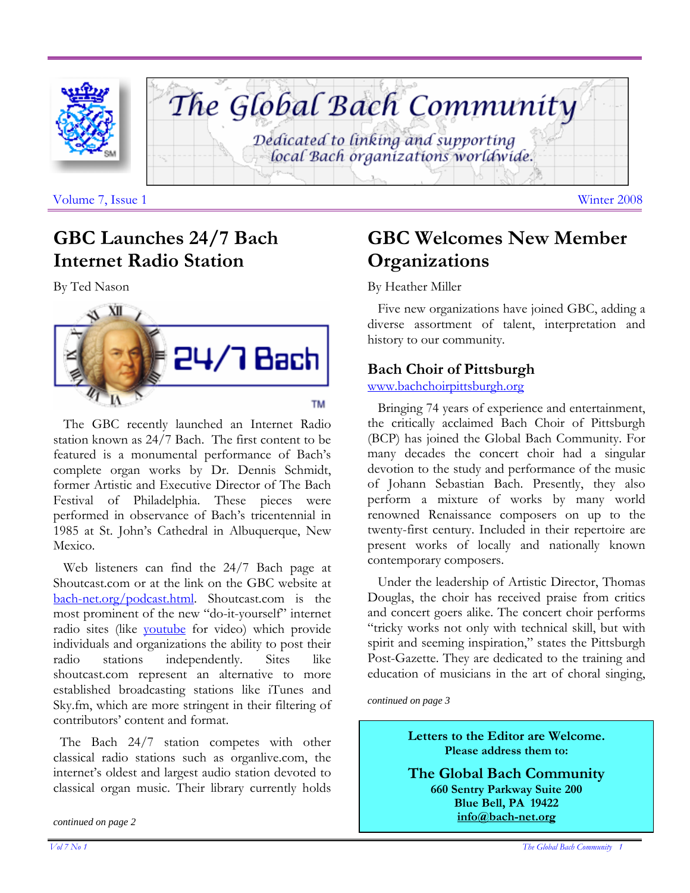# The Global Bach Community

*Dedicated to linking and supporting local Bach organizations worldwide.*

Volume 7, Issue 1 — Winter 2008

## GBC Launches 24/7 Bach Internet Radio Station

By Ted Nason

The GBC recently launched an Internet Radio station known as 24/7 Bach. The first content to be featured is a monumental performance of Bach's complete organ works by Dr. Dennis Schmidt, former Artistic and Executive Director of The Bach Festival of Philadelphia. These pieces were performed in observance of Bach's tricentennial in 1985 at St. John's Cathedral in Albuquerque, New Mexico.

Web listeners can find the 24/7 Bach page at Shoutcast.com or at the link on the GBC website at [bach-net.org/podcast.html](bach-net.org/podcast.html). Shoutcast.com is the most prominent of the new "do-it-yourself" internet radio sites (like [youtube](youtube) for video) which provide individuals and organizations the ability to post their radio stations independently. Sites like shoutcast.com represent an alternative to more established broadcasting stations like iTunes and Sky.fm, which are more stringent in their filtering of contributors' content and format.

The Bach 24/7 station competes with other classical radio stations such as organlive.com, the internet's oldest and largest audio station devoted to classical organ music. Their library currently holds

*continued on page 2*

## GBC Welcomes New Member Organizations

By Heather Miller

Five new organizations have joined GBC, adding a diverse assortment of talent, interpretation and history to our community.

### Bach Choir of Pittsburgh

[www.bachchoirpittsburgh.org](www.bachchoirpittsburgh.org)

Bringing 74 years of experience and entertainment, the critically acclaimed Bach Choir of Pittsburgh (BCP) has joined the Global Bach Community. For many decades the concert choir had a singular devotion to the study and performance of the music of Johann Sebastian Bach. Presently, they also perform a mixture of works by many world renowned Renaissance composers on up to the twenty-first century. Included in their repertoire are present works of locally and nationally known contemporary composers.

Under the leadership of Artistic Director, Thomas Douglas, the choir has received praise from critics and concert goers alike. The concert choir performs "tricky works not only with technical skill, but with spirit and seeming inspiration," states the Pittsburgh Post-Gazette. They are dedicated to the training and education of musicians in the art of choral singing,

*continued on page 3*

**Letters to the Editor are Welcome.**
**Please address them to:**

**The Global Bach Community**
**660 Sentry Parkway Suite 200**
**Blue Bell, PA 19422**
**[info@bach-net.org](mailto:info@bach-net.org)**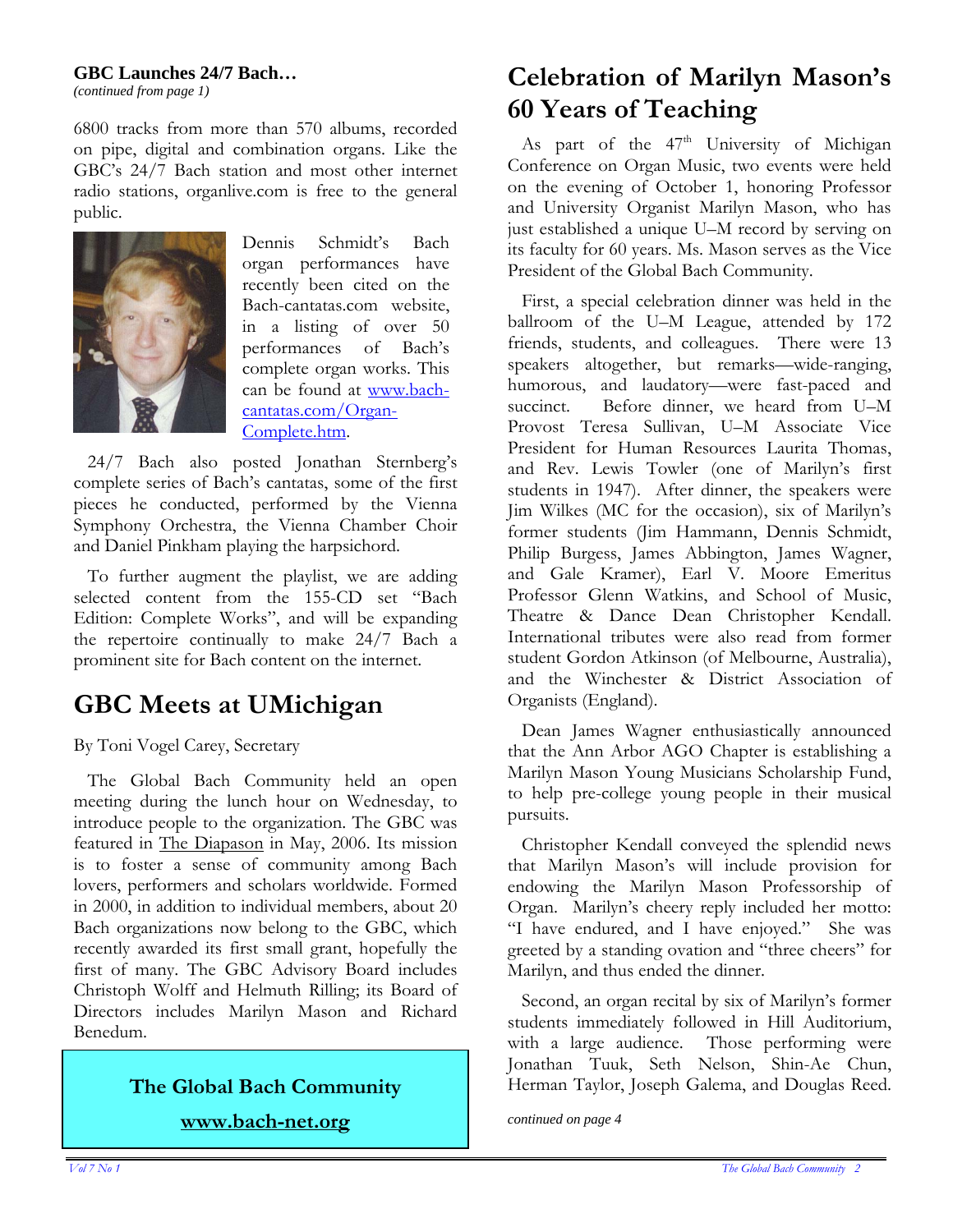**GBC Launches 24/7 Bach…**

*(continued from page 1)*

6800 tracks from more than 570 albums, recorded on pipe, digital and combination organs. Like the GBC's 24/7 Bach station and most other internet radio stations, organlive.com is free to the general public.

Dennis Schmidt's Bach organ performances have recently been cited on the Bach-cantatas.com website, in a listing of over 50 performances of Bach's complete organ works. This can be found at www.bach-cantatas.com/Organ-Complete.htm.

24/7 Bach also posted Jonathan Sternberg's complete series of Bach's cantatas, some of the first pieces he conducted, performed by the Vienna Symphony Orchestra, the Vienna Chamber Choir and Daniel Pinkham playing the harpsichord.

To further augment the playlist, we are adding selected content from the 155-CD set "Bach Edition: Complete Works", and will be expanding the repertoire continually to make 24/7 Bach a prominent site for Bach content on the internet.

## GBC Meets at UMichigan

By Toni Vogel Carey, Secretary

The Global Bach Community held an open meeting during the lunch hour on Wednesday, to introduce people to the organization. The GBC was featured in The Diapason in May, 2006. Its mission is to foster a sense of community among Bach lovers, performers and scholars worldwide. Formed in 2000, in addition to individual members, about 20 Bach organizations now belong to the GBC, which recently awarded its first small grant, hopefully the first of many. The GBC Advisory Board includes Christoph Wolff and Helmuth Rilling; its Board of Directors includes Marilyn Mason and Richard Benedum.

**The Global Bach Community**

**www.bach-net.org**

## Celebration of Marilyn Mason's 60 Years of Teaching

As part of the 47th University of Michigan Conference on Organ Music, two events were held on the evening of October 1, honoring Professor and University Organist Marilyn Mason, who has just established a unique U–M record by serving on its faculty for 60 years. Ms. Mason serves as the Vice President of the Global Bach Community.

First, a special celebration dinner was held in the ballroom of the U–M League, attended by 172 friends, students, and colleagues. There were 13 speakers altogether, but remarks—wide-ranging, humorous, and laudatory—were fast-paced and succinct. Before dinner, we heard from U–M Provost Teresa Sullivan, U–M Associate Vice President for Human Resources Laurita Thomas, and Rev. Lewis Towler (one of Marilyn's first students in 1947). After dinner, the speakers were Jim Wilkes (MC for the occasion), six of Marilyn's former students (Jim Hammann, Dennis Schmidt, Philip Burgess, James Abbington, James Wagner, and Gale Kramer), Earl V. Moore Emeritus Professor Glenn Watkins, and School of Music, Theatre & Dance Dean Christopher Kendall. International tributes were also read from former student Gordon Atkinson (of Melbourne, Australia), and the Winchester & District Association of Organists (England).

Dean James Wagner enthusiastically announced that the Ann Arbor AGO Chapter is establishing a Marilyn Mason Young Musicians Scholarship Fund, to help pre-college young people in their musical pursuits.

Christopher Kendall conveyed the splendid news that Marilyn Mason's will include provision for endowing the Marilyn Mason Professorship of Organ. Marilyn's cheery reply included her motto: "I have endured, and I have enjoyed." She was greeted by a standing ovation and "three cheers" for Marilyn, and thus ended the dinner.

Second, an organ recital by six of Marilyn's former students immediately followed in Hill Auditorium, with a large audience. Those performing were Jonathan Tuuk, Seth Nelson, Shin-Ae Chun, Herman Taylor, Joseph Galema, and Douglas Reed.

*continued on page 4*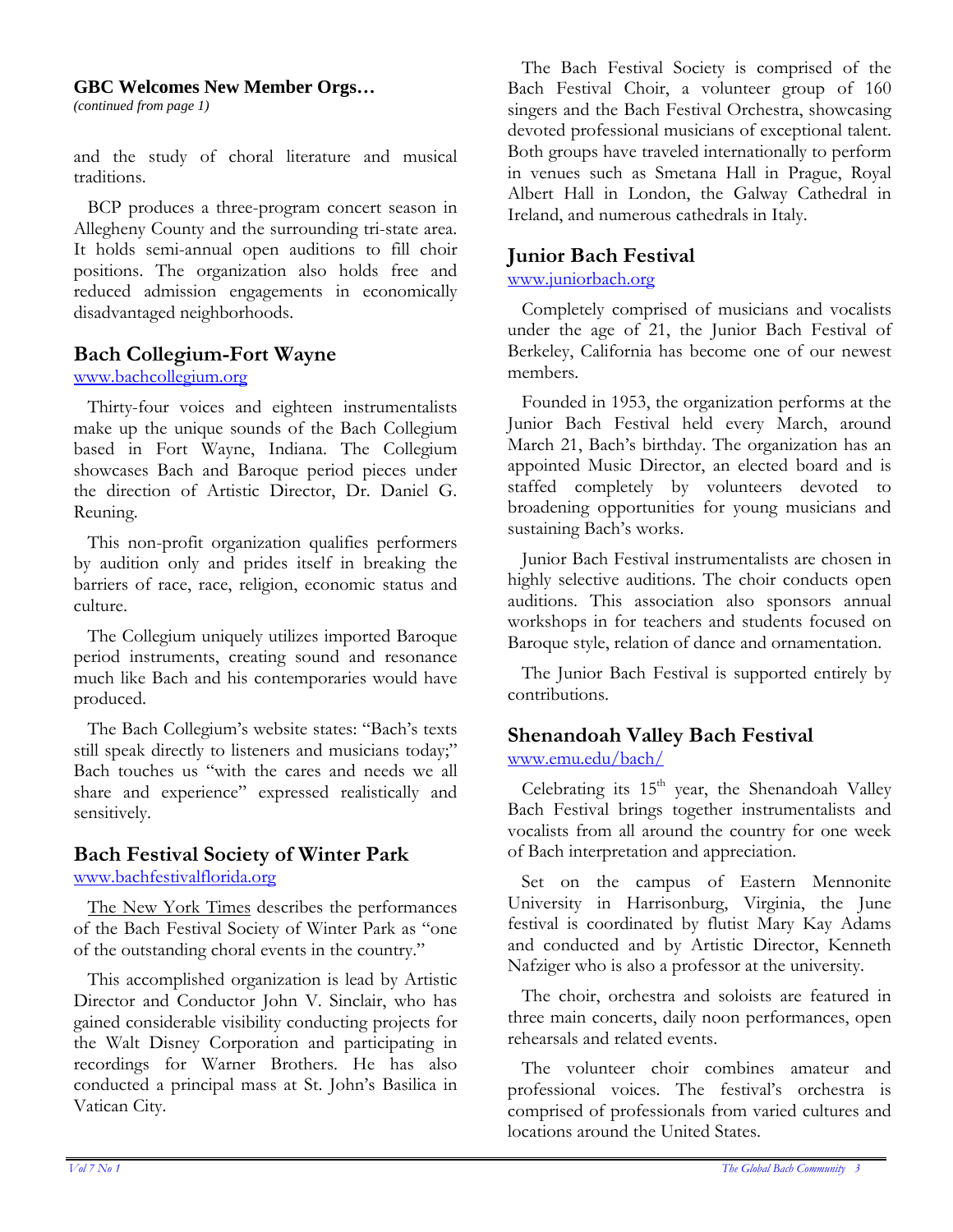**GBC Welcomes New Member Orgs…**
*(continued from page 1)*

and the study of choral literature and musical traditions.

BCP produces a three-program concert season in Allegheny County and the surrounding tri-state area. It holds semi-annual open auditions to fill choir positions. The organization also holds free and reduced admission engagements in economically disadvantaged neighborhoods.

## Bach Collegium-Fort Wayne

www.bachcollegium.org

Thirty-four voices and eighteen instrumentalists make up the unique sounds of the Bach Collegium based in Fort Wayne, Indiana. The Collegium showcases Bach and Baroque period pieces under the direction of Artistic Director, Dr. Daniel G. Reuning.

This non-profit organization qualifies performers by audition only and prides itself in breaking the barriers of race, race, religion, economic status and culture.

The Collegium uniquely utilizes imported Baroque period instruments, creating sound and resonance much like Bach and his contemporaries would have produced.

The Bach Collegium's website states: "Bach's texts still speak directly to listeners and musicians today;" Bach touches us "with the cares and needs we all share and experience" expressed realistically and sensitively.

## Bach Festival Society of Winter Park

www.bachfestivalflorida.org

The New York Times describes the performances of the Bach Festival Society of Winter Park as "one of the outstanding choral events in the country."

This accomplished organization is lead by Artistic Director and Conductor John V. Sinclair, who has gained considerable visibility conducting projects for the Walt Disney Corporation and participating in recordings for Warner Brothers. He has also conducted a principal mass at St. John's Basilica in Vatican City.

The Bach Festival Society is comprised of the Bach Festival Choir, a volunteer group of 160 singers and the Bach Festival Orchestra, showcasing devoted professional musicians of exceptional talent. Both groups have traveled internationally to perform in venues such as Smetana Hall in Prague, Royal Albert Hall in London, the Galway Cathedral in Ireland, and numerous cathedrals in Italy.

## Junior Bach Festival

www.juniorbach.org

Completely comprised of musicians and vocalists under the age of 21, the Junior Bach Festival of Berkeley, California has become one of our newest members.

Founded in 1953, the organization performs at the Junior Bach Festival held every March, around March 21, Bach's birthday. The organization has an appointed Music Director, an elected board and is staffed completely by volunteers devoted to broadening opportunities for young musicians and sustaining Bach's works.

Junior Bach Festival instrumentalists are chosen in highly selective auditions. The choir conducts open auditions. This association also sponsors annual workshops in for teachers and students focused on Baroque style, relation of dance and ornamentation.

The Junior Bach Festival is supported entirely by contributions.

## Shenandoah Valley Bach Festival

www.emu.edu/bach/

Celebrating its 15th year, the Shenandoah Valley Bach Festival brings together instrumentalists and vocalists from all around the country for one week of Bach interpretation and appreciation.

Set on the campus of Eastern Mennonite University in Harrisonburg, Virginia, the June festival is coordinated by flutist Mary Kay Adams and conducted and by Artistic Director, Kenneth Nafziger who is also a professor at the university.

The choir, orchestra and soloists are featured in three main concerts, daily noon performances, open rehearsals and related events.

The volunteer choir combines amateur and professional voices. The festival's orchestra is comprised of professionals from varied cultures and locations around the United States.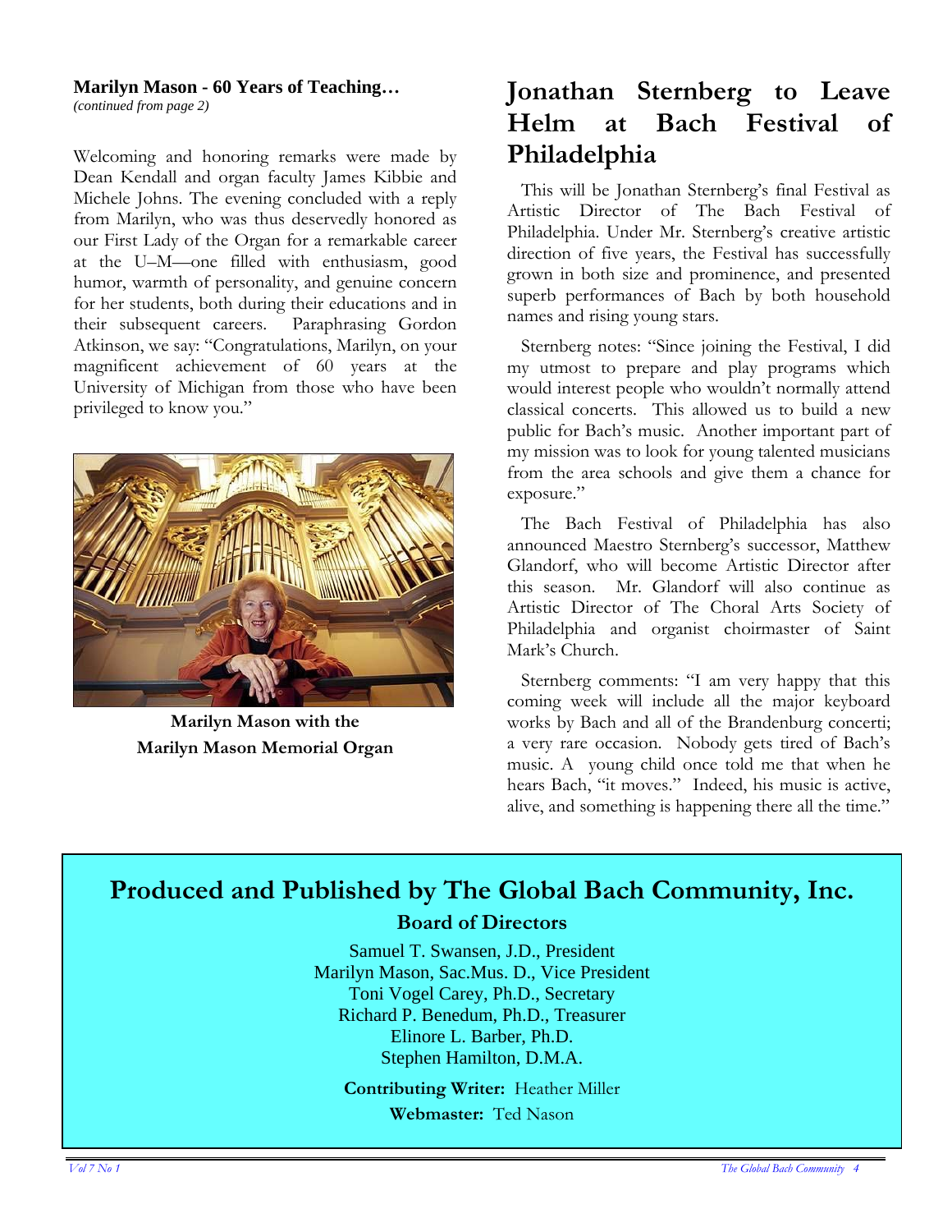**Marilyn Mason - 60 Years of Teaching…**
*(continued from page 2)*

Welcoming and honoring remarks were made by Dean Kendall and organ faculty James Kibbie and Michele Johns. The evening concluded with a reply from Marilyn, who was thus deservedly honored as our First Lady of the Organ for a remarkable career at the U–M—one filled with enthusiasm, good humor, warmth of personality, and genuine concern for her students, both during their educations and in their subsequent careers. Paraphrasing Gordon Atkinson, we say: "Congratulations, Marilyn, on your magnificent achievement of 60 years at the University of Michigan from those who have been privileged to know you."

**Marilyn Mason with the Marilyn Mason Memorial Organ**

# Jonathan Sternberg to Leave Helm at Bach Festival of Philadelphia

This will be Jonathan Sternberg's final Festival as Artistic Director of The Bach Festival of Philadelphia. Under Mr. Sternberg's creative artistic direction of five years, the Festival has successfully grown in both size and prominence, and presented superb performances of Bach by both household names and rising young stars.

Sternberg notes: "Since joining the Festival, I did my utmost to prepare and play programs which would interest people who wouldn't normally attend classical concerts. This allowed us to build a new public for Bach's music. Another important part of my mission was to look for young talented musicians from the area schools and give them a chance for exposure."

The Bach Festival of Philadelphia has also announced Maestro Sternberg's successor, Matthew Glandorf, who will become Artistic Director after this season. Mr. Glandorf will also continue as Artistic Director of The Choral Arts Society of Philadelphia and organist choirmaster of Saint Mark's Church.

Sternberg comments: "I am very happy that this coming week will include all the major keyboard works by Bach and all of the Brandenburg concerti; a very rare occasion. Nobody gets tired of Bach's music. A young child once told me that when he hears Bach, "it moves." Indeed, his music is active, alive, and something is happening there all the time."

## Produced and Published by The Global Bach Community, Inc.

**Board of Directors**

Samuel T. Swansen, J.D., President
Marilyn Mason, Sac.Mus. D., Vice President
Toni Vogel Carey, Ph.D., Secretary
Richard P. Benedum, Ph.D., Treasurer
Elinore L. Barber, Ph.D.
Stephen Hamilton, D.M.A.

**Contributing Writer:** Heather Miller

**Webmaster:** Ted Nason